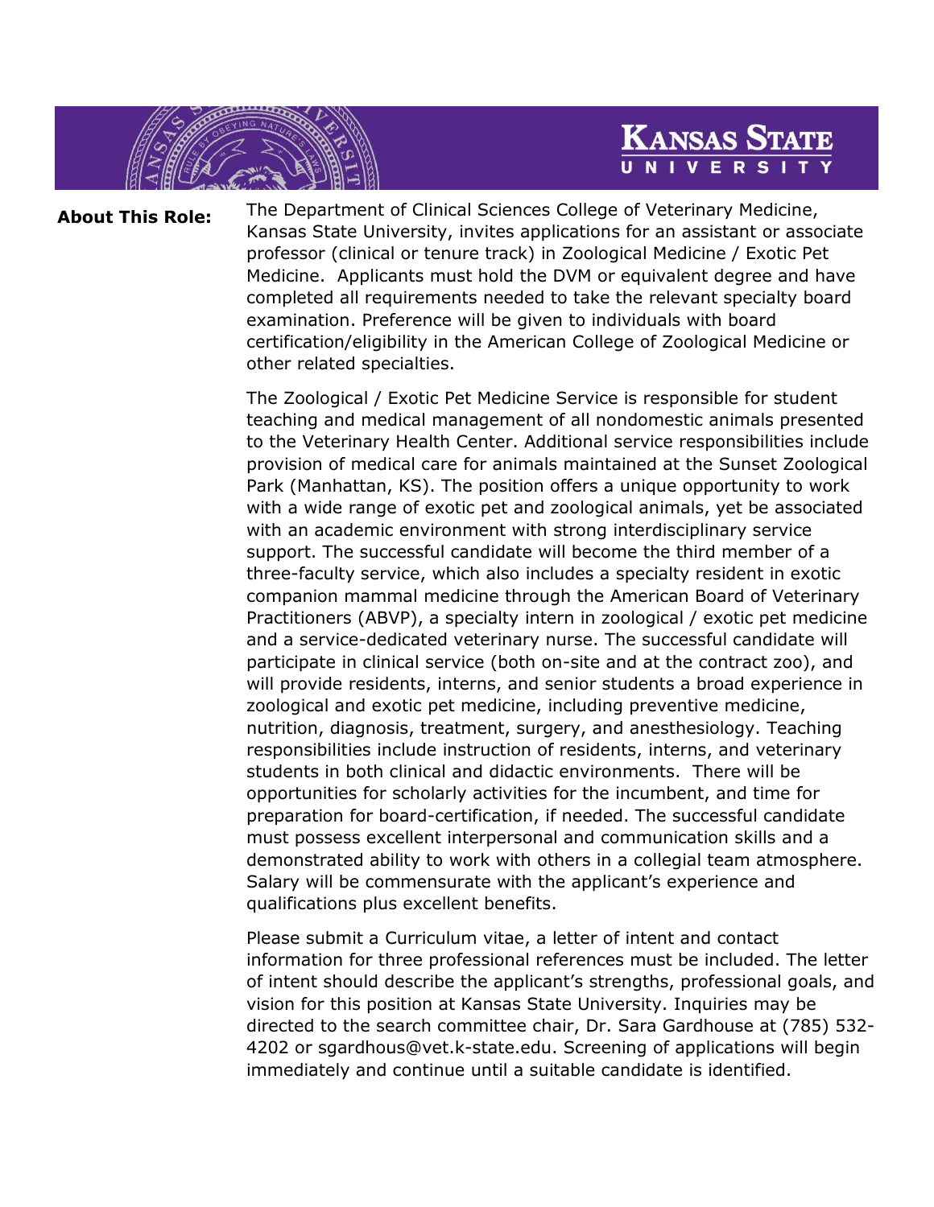**Kansas State University**

**About This Role:**

The Department of Clinical Sciences College of Veterinary Medicine, Kansas State University, invites applications for an assistant or associate professor (clinical or tenure track) in Zoological Medicine / Exotic Pet Medicine. Applicants must hold the DVM or equivalent degree and have completed all requirements needed to take the relevant specialty board examination. Preference will be given to individuals with board certification/eligibility in the American College of Zoological Medicine or other related specialties.

The Zoological / Exotic Pet Medicine Service is responsible for student teaching and medical management of all nondomestic animals presented to the Veterinary Health Center. Additional service responsibilities include provision of medical care for animals maintained at the Sunset Zoological Park (Manhattan, KS). The position offers a unique opportunity to work with a wide range of exotic pet and zoological animals, yet be associated with an academic environment with strong interdisciplinary service support. The successful candidate will become the third member of a three-faculty service, which also includes a specialty resident in exotic companion mammal medicine through the American Board of Veterinary Practitioners (ABVP), a specialty intern in zoological / exotic pet medicine and a service-dedicated veterinary nurse. The successful candidate will participate in clinical service (both on-site and at the contract zoo), and will provide residents, interns, and senior students a broad experience in zoological and exotic pet medicine, including preventive medicine, nutrition, diagnosis, treatment, surgery, and anesthesiology. Teaching responsibilities include instruction of residents, interns, and veterinary students in both clinical and didactic environments. There will be opportunities for scholarly activities for the incumbent, and time for preparation for board-certification, if needed. The successful candidate must possess excellent interpersonal and communication skills and a demonstrated ability to work with others in a collegial team atmosphere. Salary will be commensurate with the applicant's experience and qualifications plus excellent benefits.

Please submit a Curriculum vitae, a letter of intent and contact information for three professional references must be included. The letter of intent should describe the applicant's strengths, professional goals, and vision for this position at Kansas State University. Inquiries may be directed to the search committee chair, Dr. Sara Gardhouse at (785) 532-4202 or sgardhous@vet.k-state.edu. Screening of applications will begin immediately and continue until a suitable candidate is identified.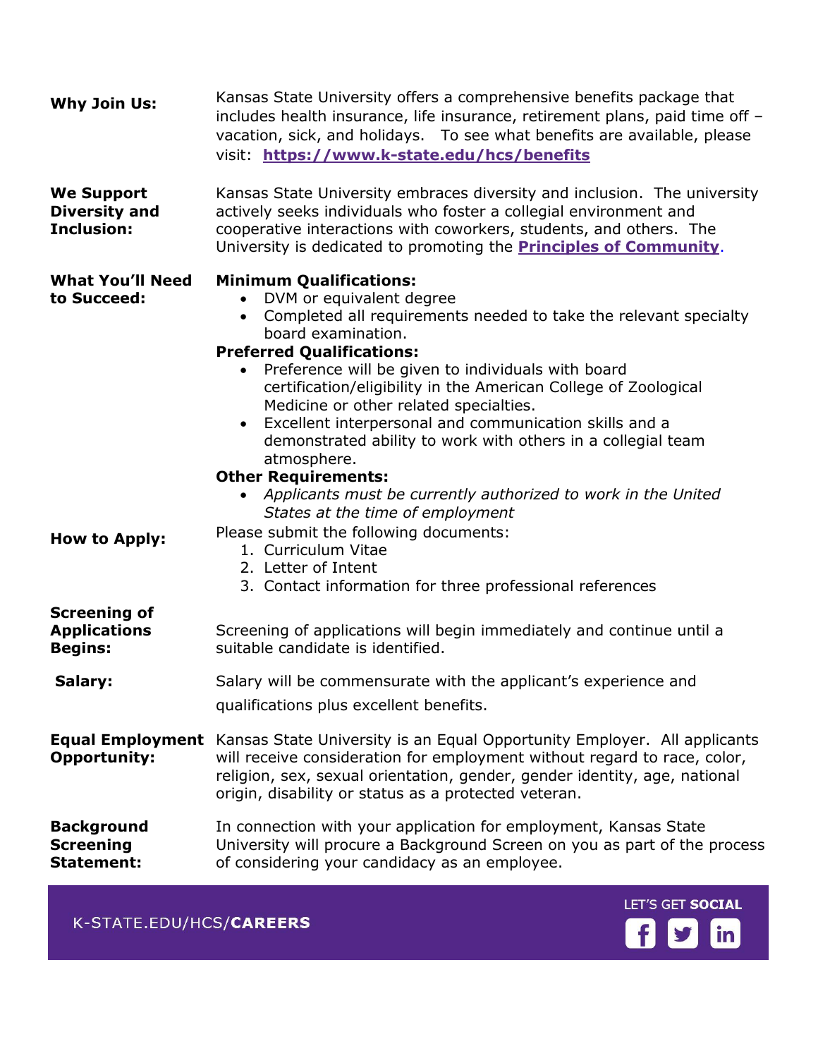**Why Join Us:**

Kansas State University offers a comprehensive benefits package that includes health insurance, life insurance, retirement plans, paid time off – vacation, sick, and holidays. To see what benefits are available, please visit: **https://www.k-state.edu/hcs/benefits**

**We Support Diversity and Inclusion:**

Kansas State University embraces diversity and inclusion. The university actively seeks individuals who foster a collegial environment and cooperative interactions with coworkers, students, and others. The University is dedicated to promoting the **Principles of Community**.

**What You'll Need to Succeed:**

**Minimum Qualifications:**

- DVM or equivalent degree
- Completed all requirements needed to take the relevant specialty board examination.

**Preferred Qualifications:**

- Preference will be given to individuals with board certification/eligibility in the American College of Zoological Medicine or other related specialties.
- Excellent interpersonal and communication skills and a demonstrated ability to work with others in a collegial team atmosphere.

**Other Requirements:**

- *Applicants must be currently authorized to work in the United States at the time of employment*

**How to Apply:**

Please submit the following documents:

1. Curriculum Vitae
2. Letter of Intent
3. Contact information for three professional references

**Screening of Applications Begins:**

Screening of applications will begin immediately and continue until a suitable candidate is identified.

**Salary:**

Salary will be commensurate with the applicant's experience and qualifications plus excellent benefits.

**Equal Employment Opportunity:**

Kansas State University is an Equal Opportunity Employer. All applicants will receive consideration for employment without regard to race, color, religion, sex, sexual orientation, gender, gender identity, age, national origin, disability or status as a protected veteran.

**Background Screening Statement:**

In connection with your application for employment, Kansas State University will procure a Background Screen on you as part of the process of considering your candidacy as an employee.

K-STATE.EDU/HCS/**CAREERS**

LET'S GET **SOCIAL**